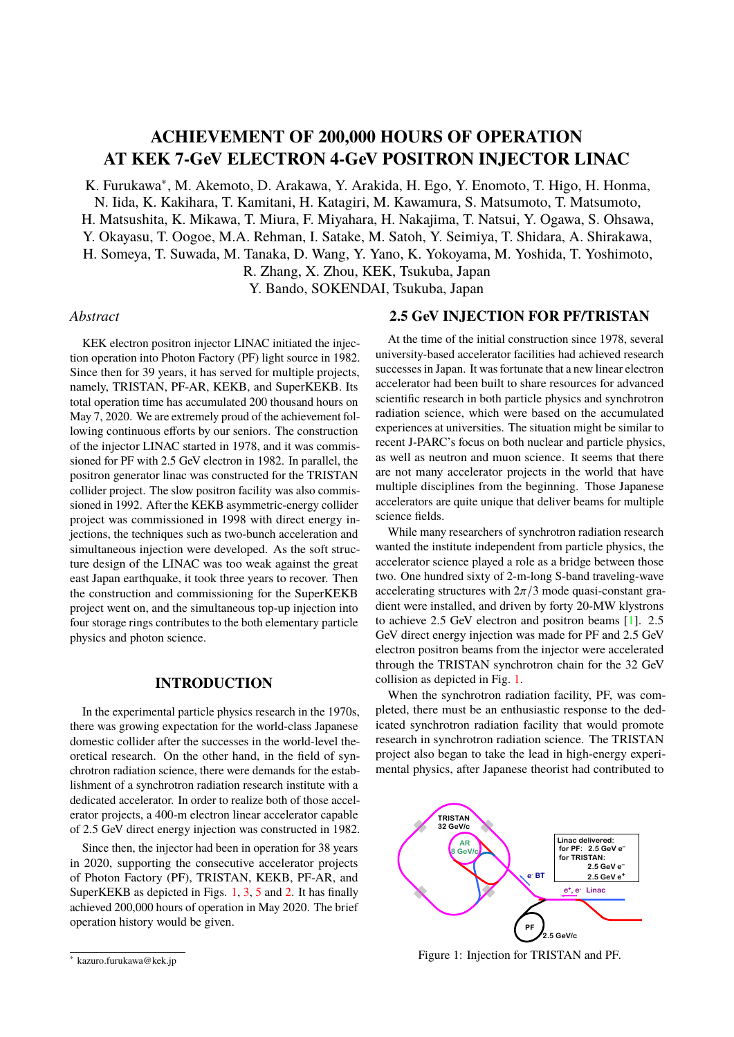# ACHIEVEMENT OF 200,000 HOURS OF OPERATION AT KEK 7-GeV ELECTRON 4-GeV POSITRON INJECTOR LINAC

K. Furukawa*, M. Akemoto, D. Arakawa, Y. Arakida, H. Ego, Y. Enomoto, T. Higo, H. Honma, N. Iida, K. Kakihara, T. Kamitani, H. Katagiri, M. Kawamura, S. Matsumoto, T. Matsumoto, H. Matsushita, K. Mikawa, T. Miura, F. Miyahara, H. Nakajima, T. Natsui, Y. Ogawa, S. Ohsawa, Y. Okayasu, T. Oogoe, M.A. Rehman, I. Satake, M. Satoh, Y. Seimiya, T. Shidara, A. Shirakawa, H. Someya, T. Suwada, M. Tanaka, D. Wang, Y. Yano, K. Yokoyama, M. Yoshida, T. Yoshimoto, R. Zhang, X. Zhou, KEK, Tsukuba, Japan

Y. Bando, SOKENDAI, Tsukuba, Japan

*Abstract*

KEK electron positron injector LINAC initiated the injection operation into Photon Factory (PF) light source in 1982. Since then for 39 years, it has served for multiple projects, namely, TRISTAN, PF-AR, KEKB, and SuperKEKB. Its total operation time has accumulated 200 thousand hours on May 7, 2020. We are extremely proud of the achievement following continuous efforts by our seniors. The construction of the injector LINAC started in 1978, and it was commissioned for PF with 2.5 GeV electron in 1982. In parallel, the positron generator linac was constructed for the TRISTAN collider project. The slow positron facility was also commissioned in 1992. After the KEKB asymmetric-energy collider project was commissioned in 1998 with direct energy injections, the techniques such as two-bunch acceleration and simultaneous injection were developed. As the soft structure design of the LINAC was too weak against the great east Japan earthquake, it took three years to recover. Then the construction and commissioning for the SuperKEKB project went on, and the simultaneous top-up injection into four storage rings contributes to the both elementary particle physics and photon science.

## INTRODUCTION

In the experimental particle physics research in the 1970s, there was growing expectation for the world-class Japanese domestic collider after the successes in the world-level theoretical research. On the other hand, in the field of synchrotron radiation science, there were demands for the establishment of a synchrotron radiation research institute with a dedicated accelerator. In order to realize both of those accelerator projects, a 400-m electron linear accelerator capable of 2.5 GeV direct energy injection was constructed in 1982.

Since then, the injector had been in operation for 38 years in 2020, supporting the consecutive accelerator projects of Photon Factory (PF), TRISTAN, KEKB, PF-AR, and SuperKEKB as depicted in Figs. 1, 3, 5 and 2. It has finally achieved 200,000 hours of operation in May 2020. The brief operation history would be given.

## 2.5 GeV INJECTION FOR PF/TRISTAN

At the time of the initial construction since 1978, several university-based accelerator facilities had achieved research successes in Japan. It was fortunate that a new linear electron accelerator had been built to share resources for advanced scientific research in both particle physics and synchrotron radiation science, which were based on the accumulated experiences at universities. The situation might be similar to recent J-PARC's focus on both nuclear and particle physics, as well as neutron and muon science. It seems that there are not many accelerator projects in the world that have multiple disciplines from the beginning. Those Japanese accelerators are quite unique that deliver beams for multiple science fields.

While many researchers of synchrotron radiation research wanted the institute independent from particle physics, the accelerator science played a role as a bridge between those two. One hundred sixty of 2-m-long S-band traveling-wave accelerating structures with $2\pi/3$ mode quasi-constant gradient were installed, and driven by forty 20-MW klystrons to achieve 2.5 GeV electron and positron beams [1]. 2.5 GeV direct energy injection was made for PF and 2.5 GeV electron positron beams from the injector were accelerated through the TRISTAN synchrotron chain for the 32 GeV collision as depicted in Fig. 1.

When the synchrotron radiation facility, PF, was completed, there must be an enthusiastic response to the dedicated synchrotron radiation facility that would promote research in synchrotron radiation science. The TRISTAN project also began to take the lead in high-energy experimental physics, after Japanese theorist had contributed to

Figure 1: Injection for TRISTAN and PF.

* kazuro.furukawa@kek.jp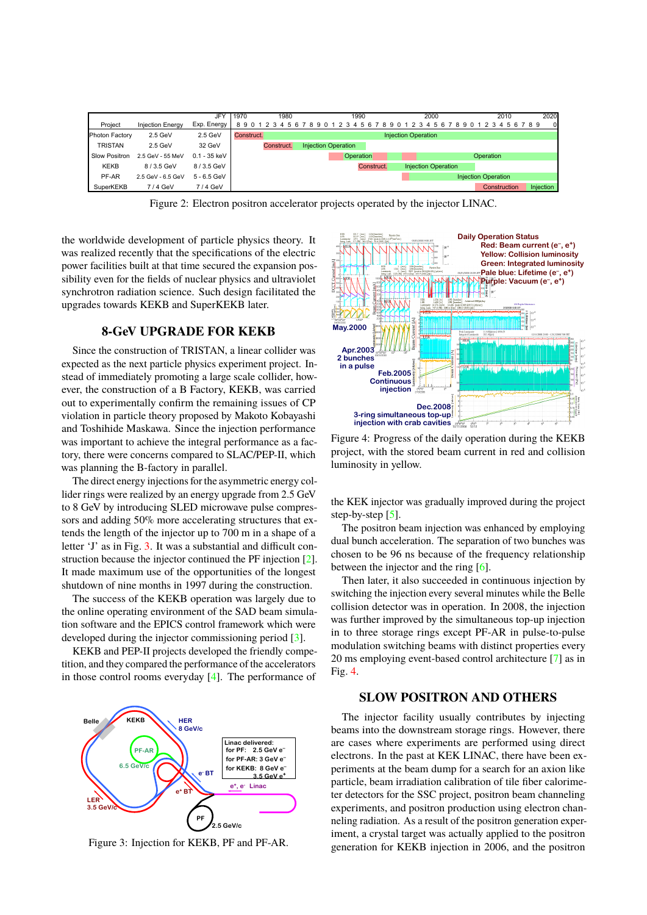| Project | Injection Energy | Exp. Energy |
|---|---|---|
| Photon Factory | 2.5 GeV | 2.5 GeV |
| TRISTAN | 2.5 GeV | 32 GeV |
| Slow Positron | 2.5 GeV - 55 MeV | 0.1 - 35 keV |
| KEKB | 8 / 3.5 GeV | 8 / 3.5 GeV |
| PF-AR | 2.5 GeV - 6.5 GeV | 5 - 6.5 GeV |
| SuperKEKB | 7 / 4 GeV | 7 / 4 GeV |

Figure 2: Electron positron accelerator projects operated by the injector LINAC.

the worldwide development of particle physics theory. It was realized recently that the specifications of the electric power facilities built at that time secured the expansion possibility even for the fields of nuclear physics and ultraviolet synchrotron radiation science. Such design facilitated the upgrades towards KEKB and SuperKEKB later.

## 8-GeV UPGRADE FOR KEKB

Since the construction of TRISTAN, a linear collider was expected as the next particle physics experiment project. Instead of immediately promoting a large scale collider, however, the construction of a B Factory, KEKB, was carried out to experimentally confirm the remaining issues of CP violation in particle theory proposed by Makoto Kobayashi and Toshihide Maskawa. Since the injection performance was important to achieve the integral performance as a factory, there were concerns compared to SLAC/PEP-II, which was planning the B-factory in parallel.

The direct energy injections for the asymmetric energy collider rings were realized by an energy upgrade from 2.5 GeV to 8 GeV by introducing SLED microwave pulse compressors and adding 50% more accelerating structures that extends the length of the injector up to 700 m in a shape of a letter 'J' as in Fig. 3. It was a substantial and difficult construction because the injector continued the PF injection [2]. It made maximum use of the opportunities of the longest shutdown of nine months in 1997 during the construction.

The success of the KEKB operation was largely due to the online operating environment of the SAD beam simulation software and the EPICS control framework which were developed during the injector commissioning period [3].

KEKB and PEP-II projects developed the friendly competition, and they compared the performance of the accelerators in those control rooms everyday [4]. The performance of

Figure 3: Injection for KEKB, PF and PF-AR.

Figure 4: Progress of the daily operation during the KEKB project, with the stored beam current in red and collision luminosity in yellow.

the KEK injector was gradually improved during the project step-by-step [5].

The positron beam injection was enhanced by employing dual bunch acceleration. The separation of two bunches was chosen to be 96 ns because of the frequency relationship between the injector and the ring [6].

Then later, it also succeeded in continuous injection by switching the injection every several minutes while the Belle collision detector was in operation. In 2008, the injection was further improved by the simultaneous top-up injection in to three storage rings except PF-AR in pulse-to-pulse modulation switching beams with distinct properties every 20 ms employing event-based control architecture [7] as in Fig. 4.

## SLOW POSITRON AND OTHERS

The injector facility usually contributes by injecting beams into the downstream storage rings. However, there are cases where experiments are performed using direct electrons. In the past at KEK LINAC, there have been experiments at the beam dump for a search for an axion like particle, beam irradiation calibration of tile fiber calorimeter detectors for the SSC project, positron beam channeling experiments, and positron production using electron channeling radiation. As a result of the positron generation experiment, a crystal target was actually applied to the positron generation for KEKB injection in 2006, and the positron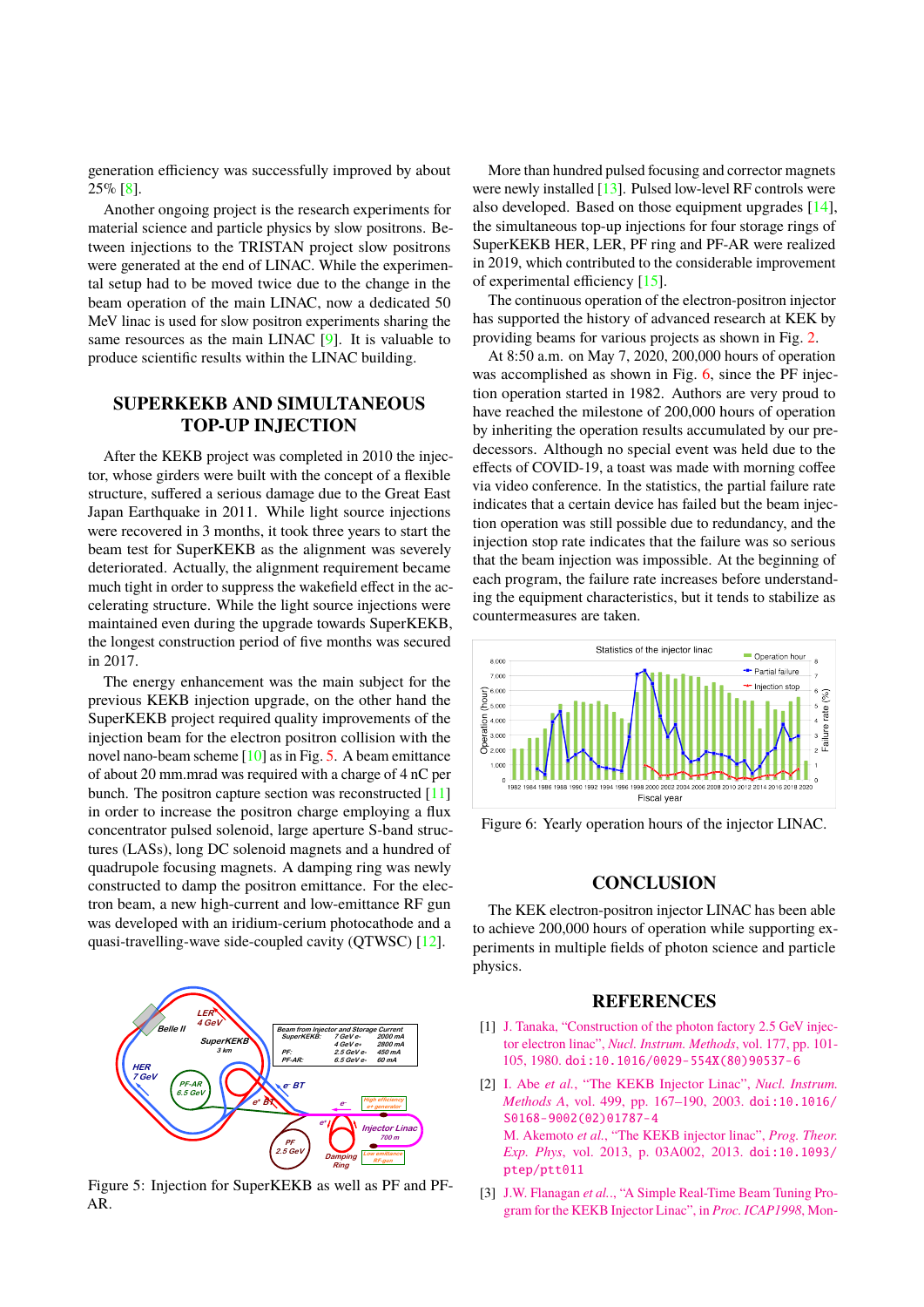generation efficiency was successfully improved by about 25% [8].

Another ongoing project is the research experiments for material science and particle physics by slow positrons. Between injections to the TRISTAN project slow positrons were generated at the end of LINAC. While the experimental setup had to be moved twice due to the change in the beam operation of the main LINAC, now a dedicated 50 MeV linac is used for slow positron experiments sharing the same resources as the main LINAC [9]. It is valuable to produce scientific results within the LINAC building.

## SUPERKEKB AND SIMULTANEOUS TOP-UP INJECTION

After the KEKB project was completed in 2010 the injector, whose girders were built with the concept of a flexible structure, suffered a serious damage due to the Great East Japan Earthquake in 2011. While light source injections were recovered in 3 months, it took three years to start the beam test for SuperKEKB as the alignment was severely deteriorated. Actually, the alignment requirement became much tight in order to suppress the wakefield effect in the accelerating structure. While the light source injections were maintained even during the upgrade towards SuperKEKB, the longest construction period of five months was secured in 2017.

The energy enhancement was the main subject for the previous KEKB injection upgrade, on the other hand the SuperKEKB project required quality improvements of the injection beam for the electron positron collision with the novel nano-beam scheme [10] as in Fig. 5. A beam emittance of about 20 mm.mrad was required with a charge of 4 nC per bunch. The positron capture section was reconstructed [11] in order to increase the positron charge employing a flux concentrator pulsed solenoid, large aperture S-band structures (LASs), long DC solenoid magnets and a hundred of quadrupole focusing magnets. A damping ring was newly constructed to damp the positron emittance. For the electron beam, a new high-current and low-emittance RF gun was developed with an iridium-cerium photocathode and a quasi-travelling-wave side-coupled cavity (QTWSC) [12].

Figure 5: Injection for SuperKEKB as well as PF and PF-AR.

More than hundred pulsed focusing and corrector magnets were newly installed [13]. Pulsed low-level RF controls were also developed. Based on those equipment upgrades [14], the simultaneous top-up injections for four storage rings of SuperKEKB HER, LER, PF ring and PF-AR were realized in 2019, which contributed to the considerable improvement of experimental efficiency [15].

The continuous operation of the electron-positron injector has supported the history of advanced research at KEK by providing beams for various projects as shown in Fig. 2.

At 8:50 a.m. on May 7, 2020, 200,000 hours of operation was accomplished as shown in Fig. 6, since the PF injection operation started in 1982. Authors are very proud to have reached the milestone of 200,000 hours of operation by inheriting the operation results accumulated by our predecessors. Although no special event was held due to the effects of COVID-19, a toast was made with morning coffee via video conference. In the statistics, the partial failure rate indicates that a certain device has failed but the beam injection operation was still possible due to redundancy, and the injection stop rate indicates that the failure was so serious that the beam injection was impossible. At the beginning of each program, the failure rate increases before understanding the equipment characteristics, but it tends to stabilize as countermeasures are taken.

Figure 6: Yearly operation hours of the injector LINAC.

## CONCLUSION

The KEK electron-positron injector LINAC has been able to achieve 200,000 hours of operation while supporting experiments in multiple fields of photon science and particle physics.

## REFERENCES

[1] J. Tanaka, "Construction of the photon factory 2.5 GeV injector electron linac", *Nucl. Instrum. Methods*, vol. 177, pp. 101-105, 1980. doi:10.1016/0029-554X(80)90537-6

[2] I. Abe *et al.*, "The KEKB Injector Linac", *Nucl. Instrum. Methods A*, vol. 499, pp. 167–190, 2003. doi:10.1016/S0168-9002(02)01787-4
M. Akemoto *et al.*, "The KEKB injector linac", *Prog. Theor. Exp. Phys*, vol. 2013, p. 03A002, 2013. doi:10.1093/ptep/ptt011

[3] J.W. Flanagan *et al.*., "A Simple Real-Time Beam Tuning Program for the KEKB Injector Linac", in *Proc. ICAP1998*, Mon-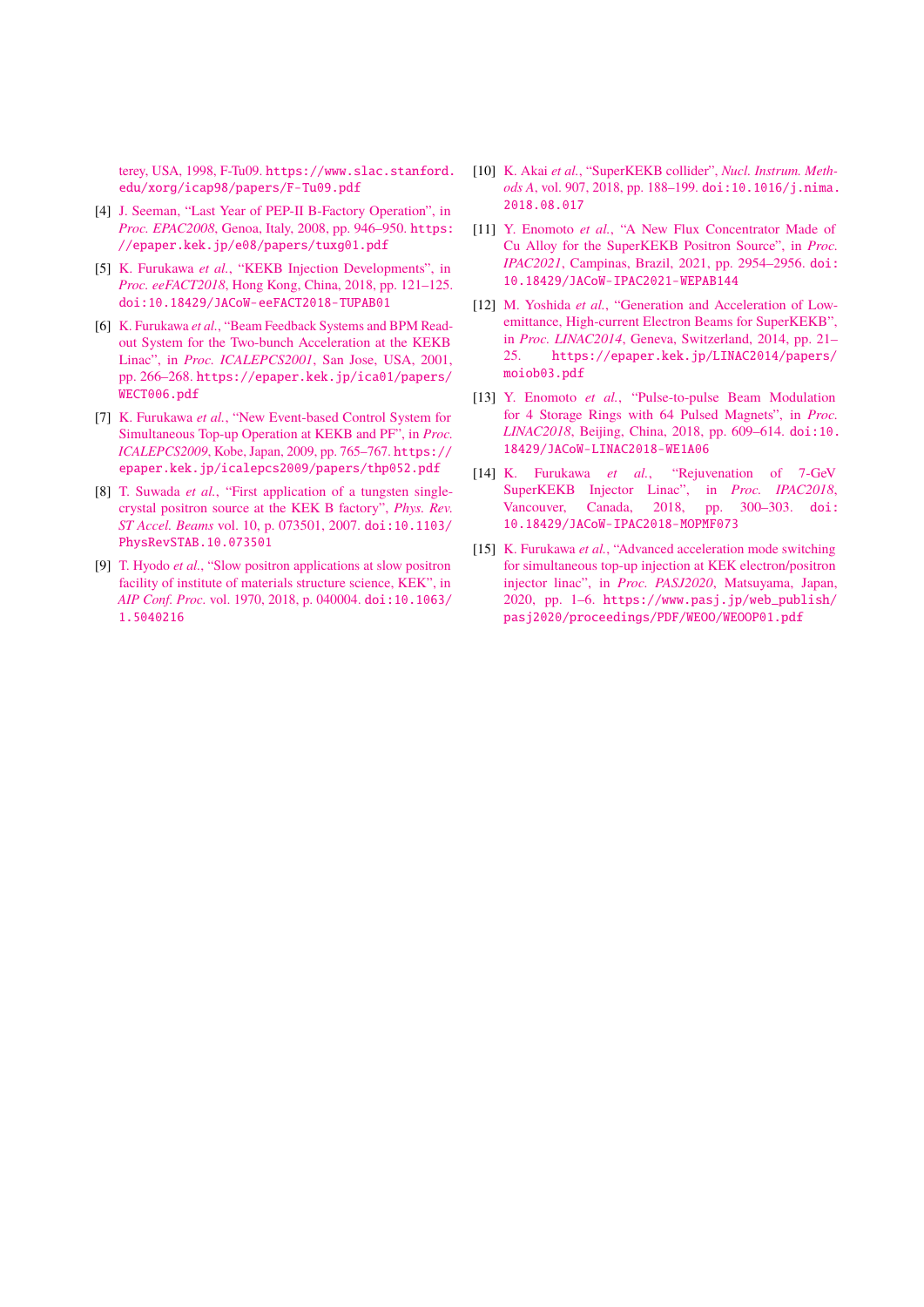terey, USA, 1998, F-Tu09. https://www.slac.stanford.edu/xorg/icap98/papers/F-Tu09.pdf

[4] J. Seeman, "Last Year of PEP-II B-Factory Operation", in *Proc. EPAC2008*, Genoa, Italy, 2008, pp. 946–950. https://epaper.kek.jp/e08/papers/tuxg01.pdf

[5] K. Furukawa *et al.*, "KEKB Injection Developments", in *Proc. eeFACT2018*, Hong Kong, China, 2018, pp. 121–125. doi:10.18429/JACoW-eeFACT2018-TUPAB01

[6] K. Furukawa *et al.*, "Beam Feedback Systems and BPM Read-out System for the Two-bunch Acceleration at the KEKB Linac", in *Proc. ICALEPCS2001*, San Jose, USA, 2001, pp. 266–268. https://epaper.kek.jp/ica01/papers/WECT006.pdf

[7] K. Furukawa *et al.*, "New Event-based Control System for Simultaneous Top-up Operation at KEKB and PF", in *Proc. ICALEPCS2009*, Kobe, Japan, 2009, pp. 765–767. https://epaper.kek.jp/icalepcs2009/papers/thp052.pdf

[8] T. Suwada *et al.*, "First application of a tungsten single-crystal positron source at the KEK B factory", *Phys. Rev. ST Accel. Beams* vol. 10, p. 073501, 2007. doi:10.1103/PhysRevSTAB.10.073501

[9] T. Hyodo *et al.*, "Slow positron applications at slow positron facility of institute of materials structure science, KEK", in *AIP Conf. Proc.* vol. 1970, 2018, p. 040004. doi:10.1063/1.5040216

[10] K. Akai *et al.*, "SuperKEKB collider", *Nucl. Instrum. Methods A*, vol. 907, 2018, pp. 188–199. doi:10.1016/j.nima.2018.08.017

[11] Y. Enomoto *et al.*, "A New Flux Concentrator Made of Cu Alloy for the SuperKEKB Positron Source", in *Proc. IPAC2021*, Campinas, Brazil, 2021, pp. 2954–2956. doi:10.18429/JACoW-IPAC2021-WEPAB144

[12] M. Yoshida *et al.*, "Generation and Acceleration of Low-emittance, High-current Electron Beams for SuperKEKB", in *Proc. LINAC2014*, Geneva, Switzerland, 2014, pp. 21–25. https://epaper.kek.jp/LINAC2014/papers/moiob03.pdf

[13] Y. Enomoto *et al.*, "Pulse-to-pulse Beam Modulation for 4 Storage Rings with 64 Pulsed Magnets", in *Proc. LINAC2018*, Beijing, China, 2018, pp. 609–614. doi:10.18429/JACoW-LINAC2018-WE1A06

[14] K. Furukawa *et al.*, "Rejuvenation of 7-GeV SuperKEKB Injector Linac", in *Proc. IPAC2018*, Vancouver, Canada, 2018, pp. 300–303. doi:10.18429/JACoW-IPAC2018-MOPMF073

[15] K. Furukawa *et al.*, "Advanced acceleration mode switching for simultaneous top-up injection at KEK electron/positron injector linac", in *Proc. PASJ2020*, Matsuyama, Japan, 2020, pp. 1–6. https://www.pasj.jp/web_publish/pasj2020/proceedings/PDF/WEOO/WEOOP01.pdf